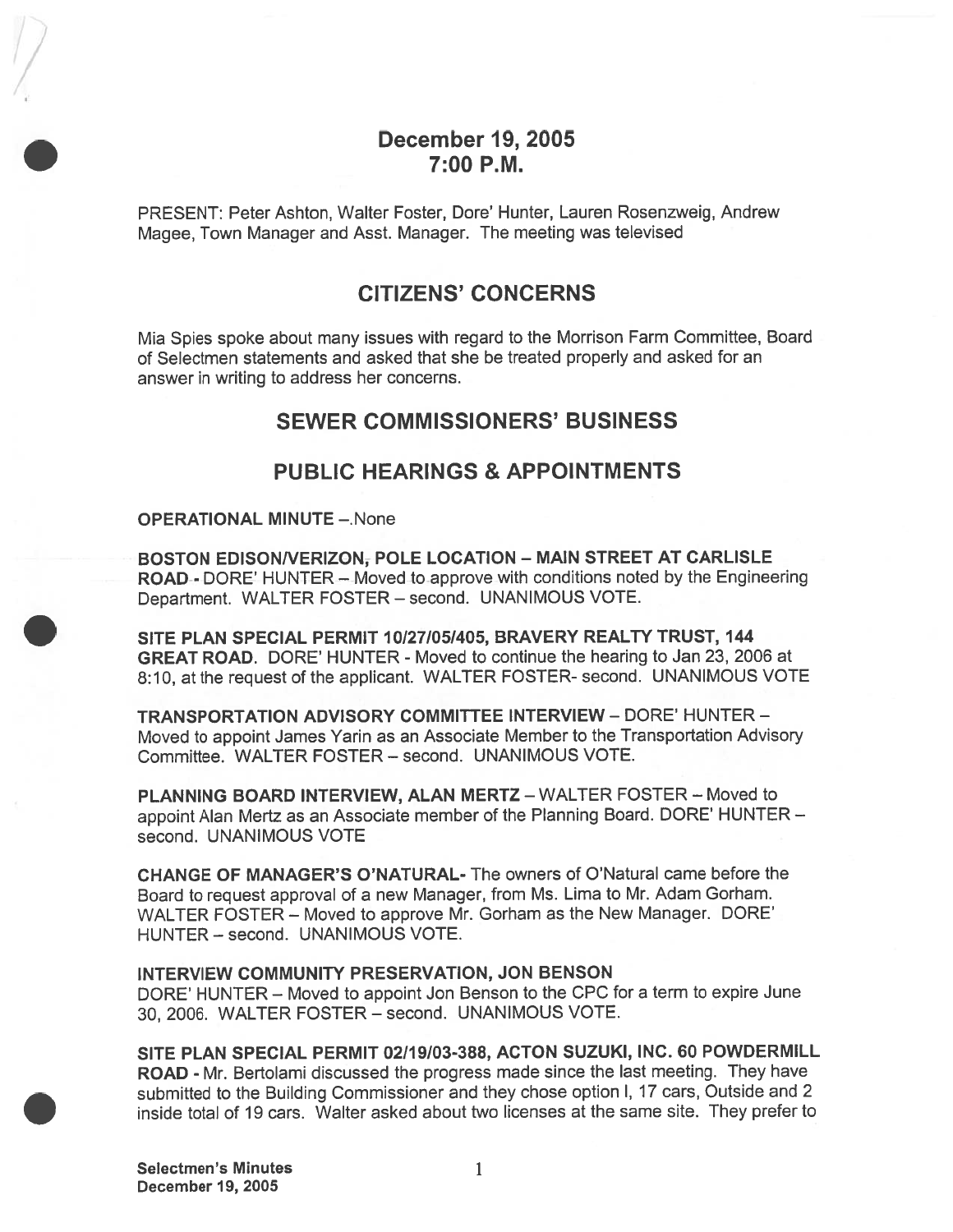# December 19, 2005
# 7:00 P.M.

PRESENT: Peter Ashton, Walter Foster, Dore' Hunter, Lauren Rosenzweig, Andrew Magee, Town Manager and Asst. Manager. The meeting was televised

## CITIZENS' CONCERNS

Mia Spies spoke about many issues with regard to the Morrison Farm Committee, Board of Selectmen statements and asked that she be treated properly and asked for an answer in writing to address her concerns.

## SEWER COMMISSIONERS' BUSINESS

## PUBLIC HEARINGS & APPOINTMENTS

**OPERATIONAL MINUTE** –.None

**BOSTON EDISON/VERIZON, POLE LOCATION – MAIN STREET AT CARLISLE ROAD** - DORE' HUNTER – Moved to approve with conditions noted by the Engineering Department. WALTER FOSTER – second. UNANIMOUS VOTE.

**SITE PLAN SPECIAL PERMIT 10/27/05/405, BRAVERY REALTY TRUST, 144 GREAT ROAD.** DORE' HUNTER - Moved to continue the hearing to Jan 23, 2006 at 8:10, at the request of the applicant. WALTER FOSTER- second. UNANIMOUS VOTE

**TRANSPORTATION ADVISORY COMMITTEE INTERVIEW** – DORE' HUNTER – Moved to appoint James Yarin as an Associate Member to the Transportation Advisory Committee. WALTER FOSTER – second. UNANIMOUS VOTE.

**PLANNING BOARD INTERVIEW, ALAN MERTZ** – WALTER FOSTER – Moved to appoint Alan Mertz as an Associate member of the Planning Board. DORE' HUNTER – second. UNANIMOUS VOTE

**CHANGE OF MANAGER'S O'NATURAL-** The owners of O'Natural came before the Board to request approval of a new Manager, from Ms. Lima to Mr. Adam Gorham. WALTER FOSTER – Moved to approve Mr. Gorham as the New Manager. DORE' HUNTER – second. UNANIMOUS VOTE.

**INTERVIEW COMMUNITY PRESERVATION, JON BENSON**
DORE' HUNTER – Moved to appoint Jon Benson to the CPC for a term to expire June 30, 2006. WALTER FOSTER – second. UNANIMOUS VOTE.

**SITE PLAN SPECIAL PERMIT 02/19/03-388, ACTON SUZUKI, INC. 60 POWDERMILL ROAD** - Mr. Bertolami discussed the progress made since the last meeting. They have submitted to the Building Commissioner and they chose option I, 17 cars, Outside and 2 inside total of 19 cars. Walter asked about two licenses at the same site. They prefer to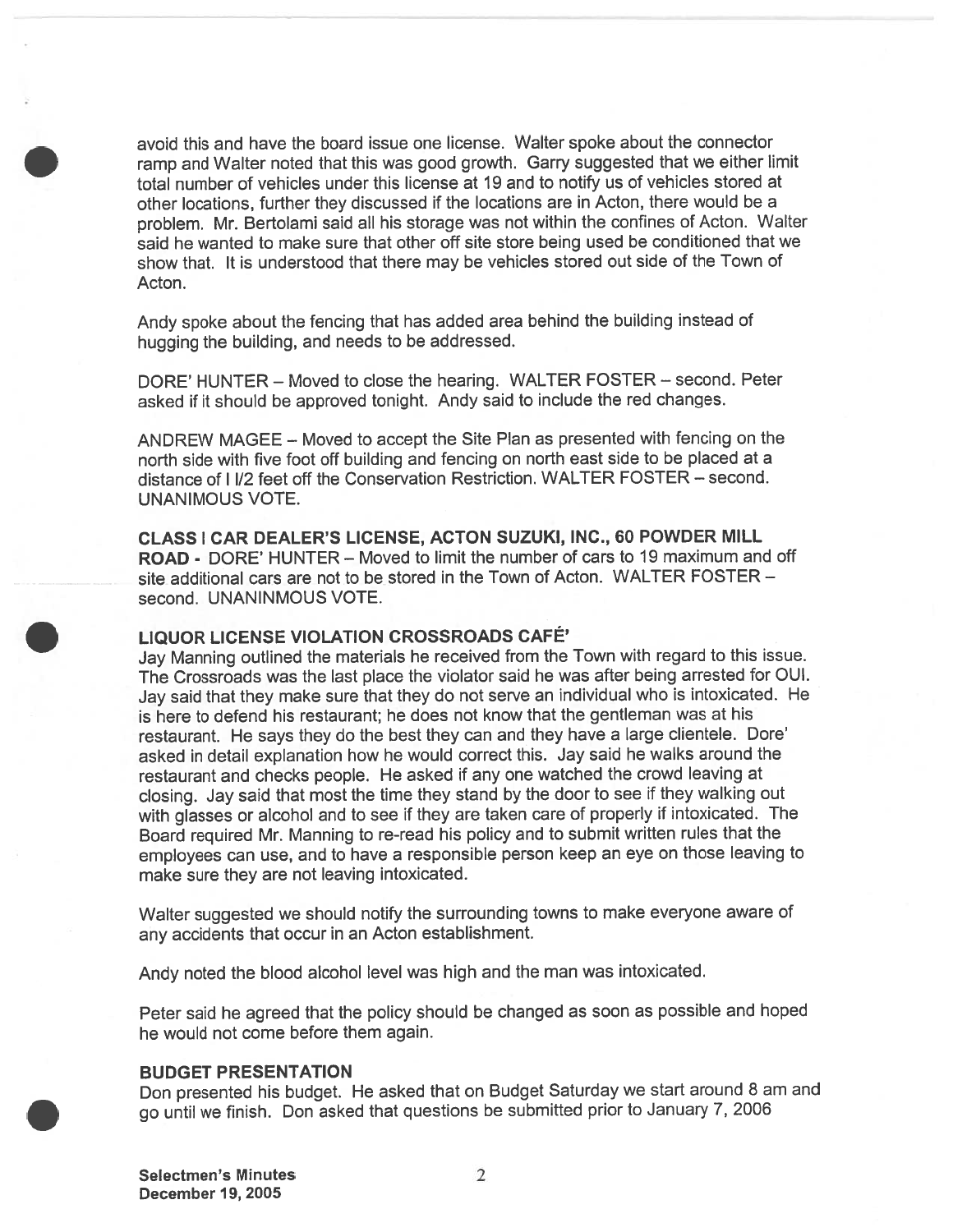avoid this and have the board issue one license. Walter spoke about the connector ramp and Walter noted that this was good growth. Garry suggested that we either limit total number of vehicles under this license at 19 and to notify us of vehicles stored at other locations, further they discussed if the locations are in Acton, there would be a problem. Mr. Bertolami said all his storage was not within the confines of Acton. Walter said he wanted to make sure that other off site store being used be conditioned that we show that. It is understood that there may be vehicles stored out side of the Town of Acton.

Andy spoke about the fencing that has added area behind the building instead of hugging the building, and needs to be addressed.

DORE' HUNTER – Moved to close the hearing. WALTER FOSTER – second. Peter asked if it should be approved tonight. Andy said to include the red changes.

ANDREW MAGEE – Moved to accept the Site Plan as presented with fencing on the north side with five foot off building and fencing on north east side to be placed at a distance of I I/2 feet off the Conservation Restriction. WALTER FOSTER – second. UNANIMOUS VOTE.

**CLASS I CAR DEALER'S LICENSE, ACTON SUZUKI, INC., 60 POWDER MILL ROAD -** DORE' HUNTER – Moved to limit the number of cars to 19 maximum and off site additional cars are not to be stored in the Town of Acton. WALTER FOSTER – second. UNANINMOUS VOTE.

**LIQUOR LICENSE VIOLATION CROSSROADS CAFÉ'**

Jay Manning outlined the materials he received from the Town with regard to this issue. The Crossroads was the last place the violator said he was after being arrested for OUI. Jay said that they make sure that they do not serve an individual who is intoxicated. He is here to defend his restaurant; he does not know that the gentleman was at his restaurant. He says they do the best they can and they have a large clientele. Dore' asked in detail explanation how he would correct this. Jay said he walks around the restaurant and checks people. He asked if any one watched the crowd leaving at closing. Jay said that most the time they stand by the door to see if they walking out with glasses or alcohol and to see if they are taken care of properly if intoxicated. The Board required Mr. Manning to re-read his policy and to submit written rules that the employees can use, and to have a responsible person keep an eye on those leaving to make sure they are not leaving intoxicated.

Walter suggested we should notify the surrounding towns to make everyone aware of any accidents that occur in an Acton establishment.

Andy noted the blood alcohol level was high and the man was intoxicated.

Peter said he agreed that the policy should be changed as soon as possible and hoped he would not come before them again.

**BUDGET PRESENTATION**

Don presented his budget. He asked that on Budget Saturday we start around 8 am and go until we finish. Don asked that questions be submitted prior to January 7, 2006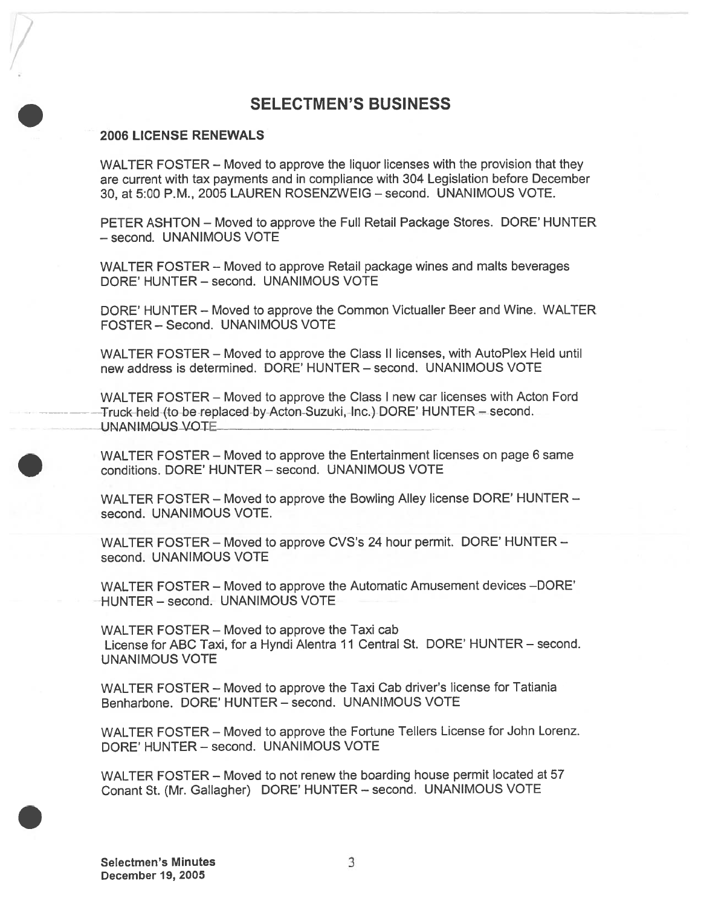## SELECTMEN'S BUSINESS

### 2006 LICENSE RENEWALS

WALTER FOSTER – Moved to approve the liquor licenses with the provision that they are current with tax payments and in compliance with 304 Legislation before December 30, at 5:00 P.M., 2005 LAUREN ROSENZWEIG – second. UNANIMOUS VOTE.

PETER ASHTON – Moved to approve the Full Retail Package Stores. DORE' HUNTER – second. UNANIMOUS VOTE

WALTER FOSTER – Moved to approve Retail package wines and malts beverages DORE' HUNTER – second. UNANIMOUS VOTE

DORE' HUNTER – Moved to approve the Common Victualler Beer and Wine. WALTER FOSTER – Second. UNANIMOUS VOTE

WALTER FOSTER – Moved to approve the Class II licenses, with AutoPlex Held until new address is determined. DORE' HUNTER – second. UNANIMOUS VOTE

WALTER FOSTER – Moved to approve the Class I new car licenses with Acton Ford Truck held (to be replaced by Acton Suzuki, Inc.) DORE' HUNTER – second. UNANIMOUS VOTE

WALTER FOSTER – Moved to approve the Entertainment licenses on page 6 same conditions. DORE' HUNTER – second. UNANIMOUS VOTE

WALTER FOSTER – Moved to approve the Bowling Alley license DORE' HUNTER – second. UNANIMOUS VOTE.

WALTER FOSTER – Moved to approve CVS's 24 hour permit. DORE' HUNTER – second. UNANIMOUS VOTE

WALTER FOSTER – Moved to approve the Automatic Amusement devices –DORE' HUNTER – second. UNANIMOUS VOTE

WALTER FOSTER – Moved to approve the Taxi cab License for ABC Taxi, for a Hyndi Alentra 11 Central St. DORE' HUNTER – second. UNANIMOUS VOTE

WALTER FOSTER – Moved to approve the Taxi Cab driver's license for Tatiania Benharbone. DORE' HUNTER – second. UNANIMOUS VOTE

WALTER FOSTER – Moved to approve the Fortune Tellers License for John Lorenz. DORE' HUNTER – second. UNANIMOUS VOTE

WALTER FOSTER – Moved to not renew the boarding house permit located at 57 Conant St. (Mr. Gallagher) DORE' HUNTER – second. UNANIMOUS VOTE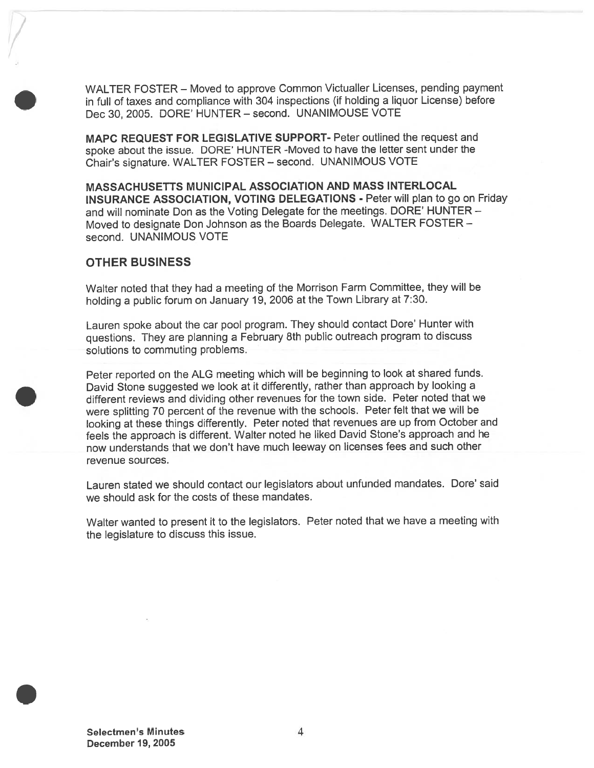WALTER FOSTER – Moved to approve Common Victualler Licenses, pending payment in full of taxes and compliance with 304 inspections (if holding a liquor License) before Dec 30, 2005. DORE' HUNTER – second. UNANIMOUSE VOTE

**MAPC REQUEST FOR LEGISLATIVE SUPPORT-** Peter outlined the request and spoke about the issue. DORE' HUNTER -Moved to have the letter sent under the Chair's signature. WALTER FOSTER – second. UNANIMOUS VOTE

**MASSACHUSETTS MUNICIPAL ASSOCIATION AND MASS INTERLOCAL INSURANCE ASSOCIATION, VOTING DELEGATIONS -** Peter will plan to go on Friday and will nominate Don as the Voting Delegate for the meetings. DORE' HUNTER – Moved to designate Don Johnson as the Boards Delegate. WALTER FOSTER – second. UNANIMOUS VOTE

## OTHER BUSINESS

Walter noted that they had a meeting of the Morrison Farm Committee, they will be holding a public forum on January 19, 2006 at the Town Library at 7:30.

Lauren spoke about the car pool program. They should contact Dore' Hunter with questions. They are planning a February 8th public outreach program to discuss solutions to commuting problems.

Peter reported on the ALG meeting which will be beginning to look at shared funds. David Stone suggested we look at it differently, rather than approach by looking a different reviews and dividing other revenues for the town side. Peter noted that we were splitting 70 percent of the revenue with the schools. Peter felt that we will be looking at these things differently. Peter noted that revenues are up from October and feels the approach is different. Walter noted he liked David Stone's approach and he now understands that we don't have much leeway on licenses fees and such other revenue sources.

Lauren stated we should contact our legislators about unfunded mandates. Dore' said we should ask for the costs of these mandates.

Walter wanted to present it to the legislators. Peter noted that we have a meeting with the legislature to discuss this issue.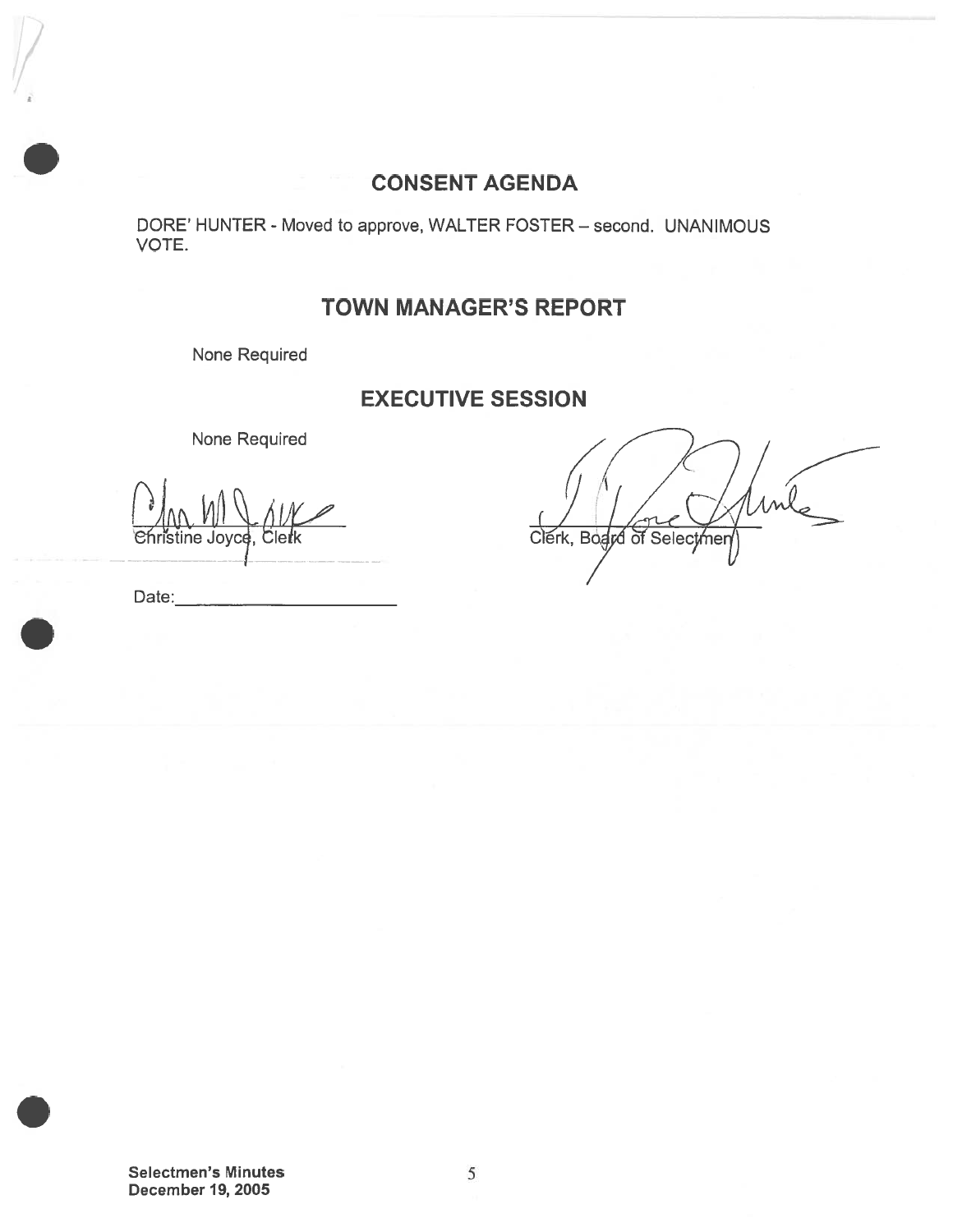## CONSENT AGENDA

DORE' HUNTER - Moved to approve, WALTER FOSTER – second. UNANIMOUS VOTE.

## TOWN MANAGER'S REPORT

None Required

## EXECUTIVE SESSION

None Required

Christine Joyce, Clerk

Clerk, Board of Selectmen

Date:\_\_\_\_\_\_\_\_\_\_\_\_\_\_\_\_\_\_\_\_

Selectmen's Minutes
December 19, 2005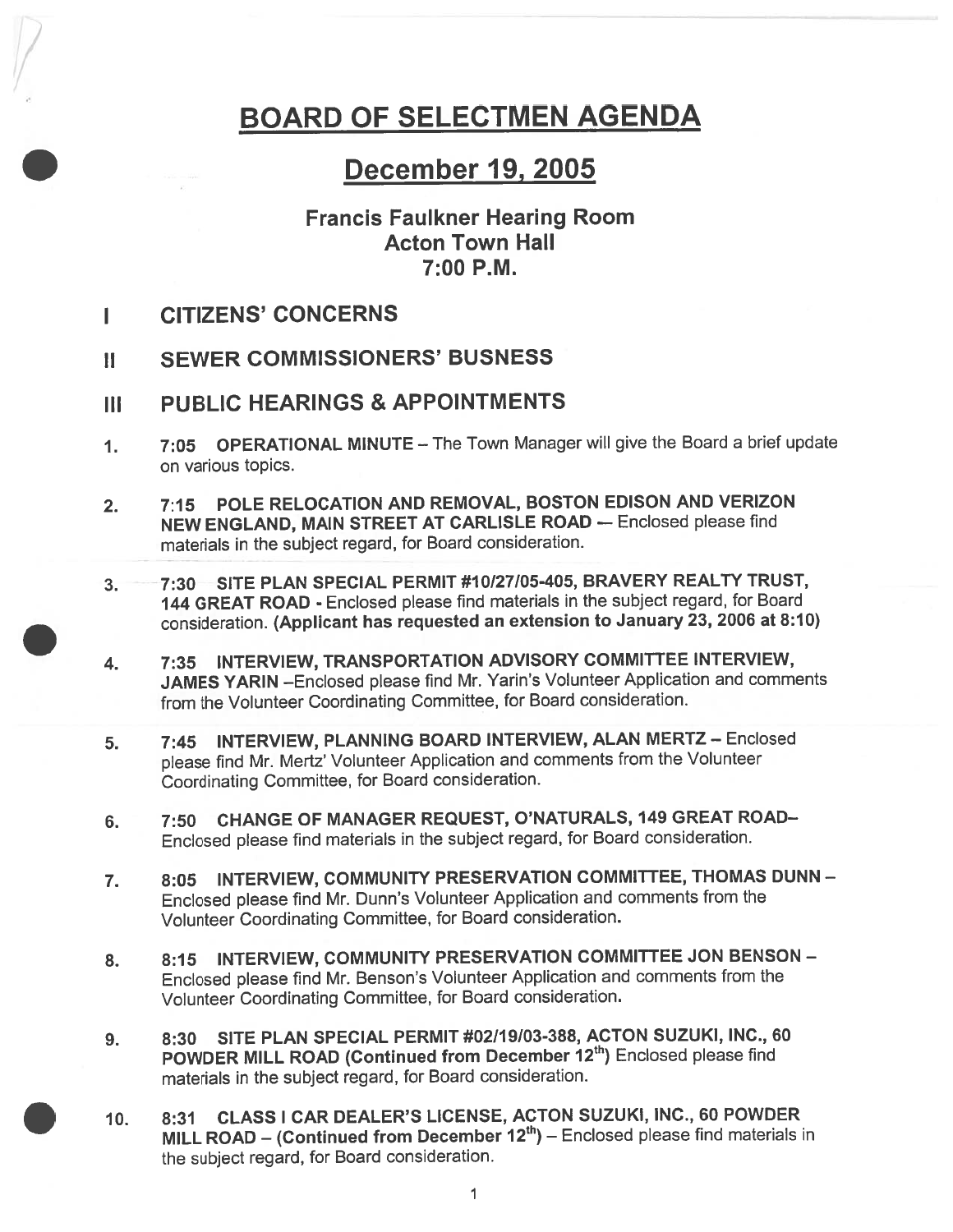# BOARD OF SELECTMEN AGENDA

## December 19, 2005

### Francis Faulkner Hearing Room
### Acton Town Hall
### 7:00 P.M.

## I CITIZENS' CONCERNS

## II SEWER COMMISSIONERS' BUSNESS

## III PUBLIC HEARINGS & APPOINTMENTS

1. **7:05 OPERATIONAL MINUTE** – The Town Manager will give the Board a brief update on various topics.

2. **7:15 POLE RELOCATION AND REMOVAL, BOSTON EDISON AND VERIZON NEW ENGLAND, MAIN STREET AT CARLISLE ROAD** — Enclosed please find materials in the subject regard, for Board consideration.

3. **7:30 SITE PLAN SPECIAL PERMIT #10/27/05-405, BRAVERY REALTY TRUST, 144 GREAT ROAD** - Enclosed please find materials in the subject regard, for Board consideration. **(Applicant has requested an extension to January 23, 2006 at 8:10)**

4. **7:35 INTERVIEW, TRANSPORTATION ADVISORY COMMITTEE INTERVIEW, JAMES YARIN** –Enclosed please find Mr. Yarin's Volunteer Application and comments from the Volunteer Coordinating Committee, for Board consideration.

5. **7:45 INTERVIEW, PLANNING BOARD INTERVIEW, ALAN MERTZ** – Enclosed please find Mr. Mertz' Volunteer Application and comments from the Volunteer Coordinating Committee, for Board consideration.

6. **7:50 CHANGE OF MANAGER REQUEST, O'NATURALS, 149 GREAT ROAD**– Enclosed please find materials in the subject regard, for Board consideration.

7. **8:05 INTERVIEW, COMMUNITY PRESERVATION COMMITTEE, THOMAS DUNN** – Enclosed please find Mr. Dunn's Volunteer Application and comments from the Volunteer Coordinating Committee, for Board consideration.

8. **8:15 INTERVIEW, COMMUNITY PRESERVATION COMMITTEE JON BENSON** – Enclosed please find Mr. Benson's Volunteer Application and comments from the Volunteer Coordinating Committee, for Board consideration.

9. **8:30 SITE PLAN SPECIAL PERMIT #02/19/03-388, ACTON SUZUKI, INC., 60 POWDER MILL ROAD (Continued from December 12th)** Enclosed please find materials in the subject regard, for Board consideration.

10. **8:31 CLASS I CAR DEALER'S LICENSE, ACTON SUZUKI, INC., 60 POWDER MILL ROAD – (Continued from December 12th)** – Enclosed please find materials in the subject regard, for Board consideration.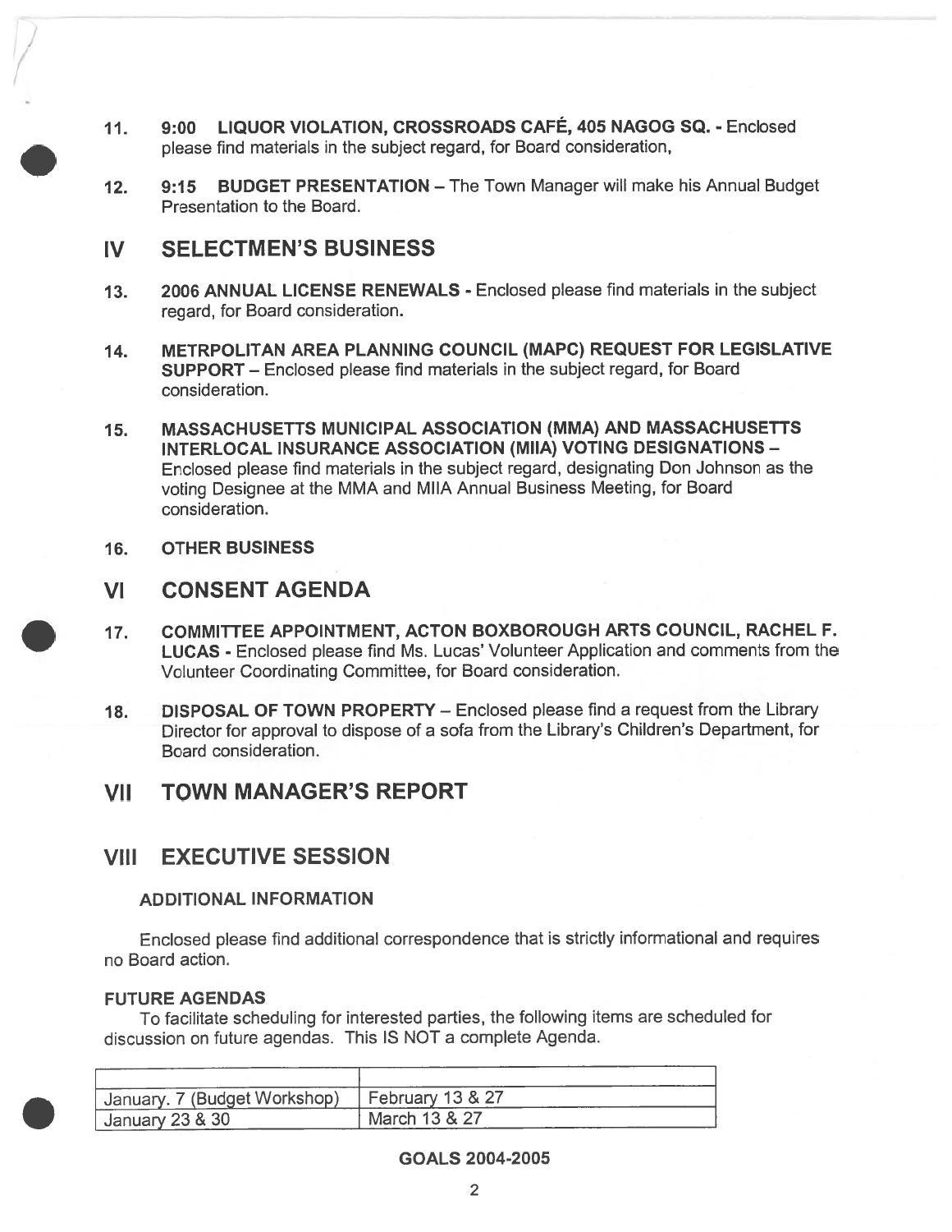11. **9:00 LIQUOR VIOLATION, CROSSROADS CAFÉ, 405 NAGOG SQ.** - Enclosed please find materials in the subject regard, for Board consideration,

12. **9:15 BUDGET PRESENTATION** – The Town Manager will make his Annual Budget Presentation to the Board.

## IV SELECTMEN'S BUSINESS

13. **2006 ANNUAL LICENSE RENEWALS** - Enclosed please find materials in the subject regard, for Board consideration.

14. **METRPOLITAN AREA PLANNING COUNCIL (MAPC) REQUEST FOR LEGISLATIVE SUPPORT** – Enclosed please find materials in the subject regard, for Board consideration.

15. **MASSACHUSETTS MUNICIPAL ASSOCIATION (MMA) AND MASSACHUSETTS INTERLOCAL INSURANCE ASSOCIATION (MIIA) VOTING DESIGNATIONS** – Enclosed please find materials in the subject regard, designating Don Johnson as the voting Designee at the MMA and MIIA Annual Business Meeting, for Board consideration.

16. **OTHER BUSINESS**

## VI CONSENT AGENDA

17. **COMMITTEE APPOINTMENT, ACTON BOXBOROUGH ARTS COUNCIL, RACHEL F. LUCAS** - Enclosed please find Ms. Lucas' Volunteer Application and comments from the Volunteer Coordinating Committee, for Board consideration.

18. **DISPOSAL OF TOWN PROPERTY** – Enclosed please find a request from the Library Director for approval to dispose of a sofa from the Library's Children's Department, for Board consideration.

## VII TOWN MANAGER'S REPORT

## VIII EXECUTIVE SESSION

### ADDITIONAL INFORMATION

Enclosed please find additional correspondence that is strictly informational and requires no Board action.

### FUTURE AGENDAS

To facilitate scheduling for interested parties, the following items are scheduled for discussion on future agendas. This IS NOT a complete Agenda.

| | |
|---|---|
| January. 7 (Budget Workshop) | February 13 & 27 |
| January 23 & 30 | March 13 & 27 |

**GOALS 2004-2005**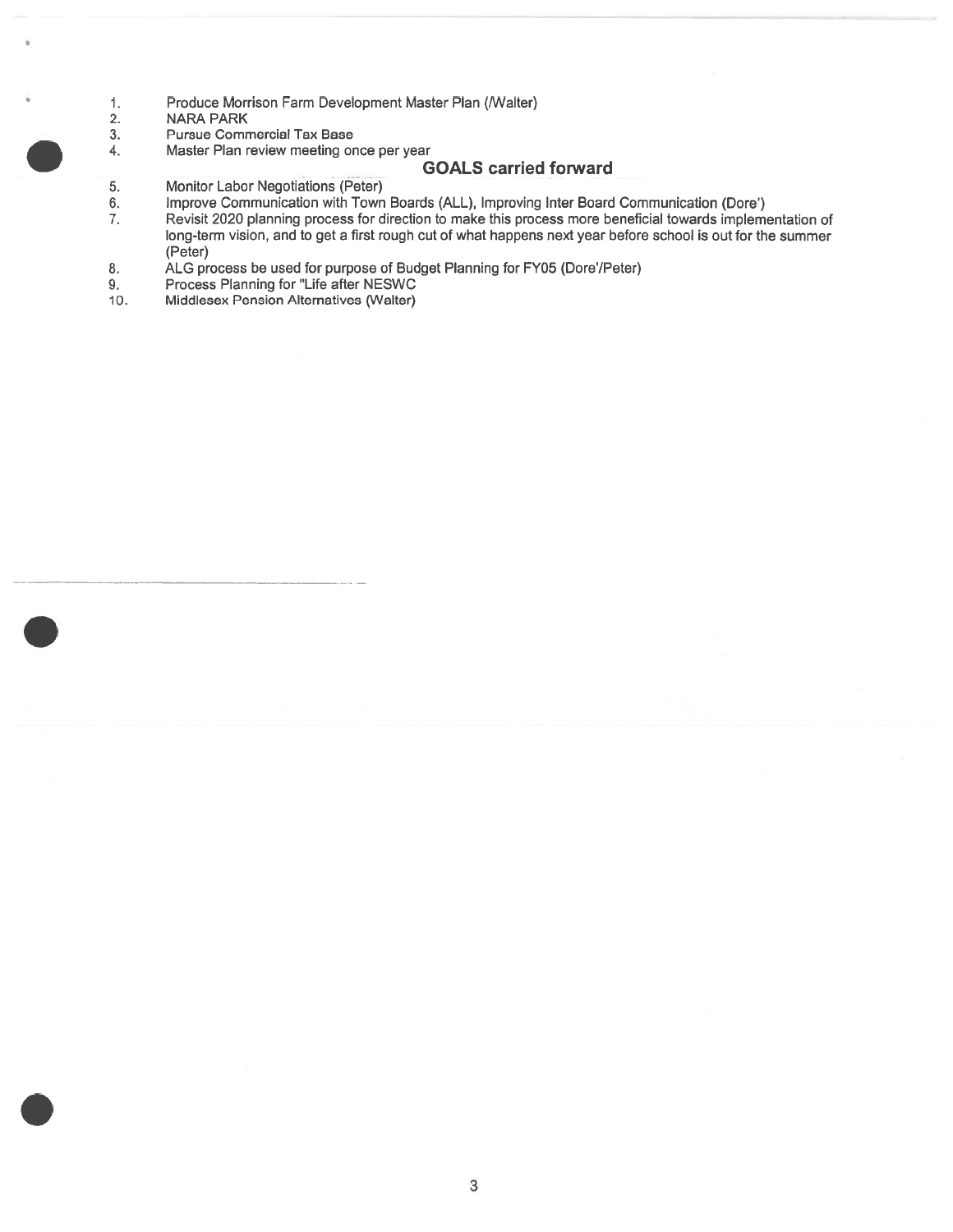1. Produce Morrison Farm Development Master Plan (/Walter)
2. NARA PARK
3. Pursue Commercial Tax Base
4. Master Plan review meeting once per year

## GOALS carried forward

5. Monitor Labor Negotiations (Peter)
6. Improve Communication with Town Boards (ALL), Improving Inter Board Communication (Dore')
7. Revisit 2020 planning process for direction to make this process more beneficial towards implementation of long-term vision, and to get a first rough cut of what happens next year before school is out for the summer (Peter)
8. ALG process be used for purpose of Budget Planning for FY05 (Dore'/Peter)
9. Process Planning for "Life after NESWC
10. Middlesex Pension Alternatives (Walter)